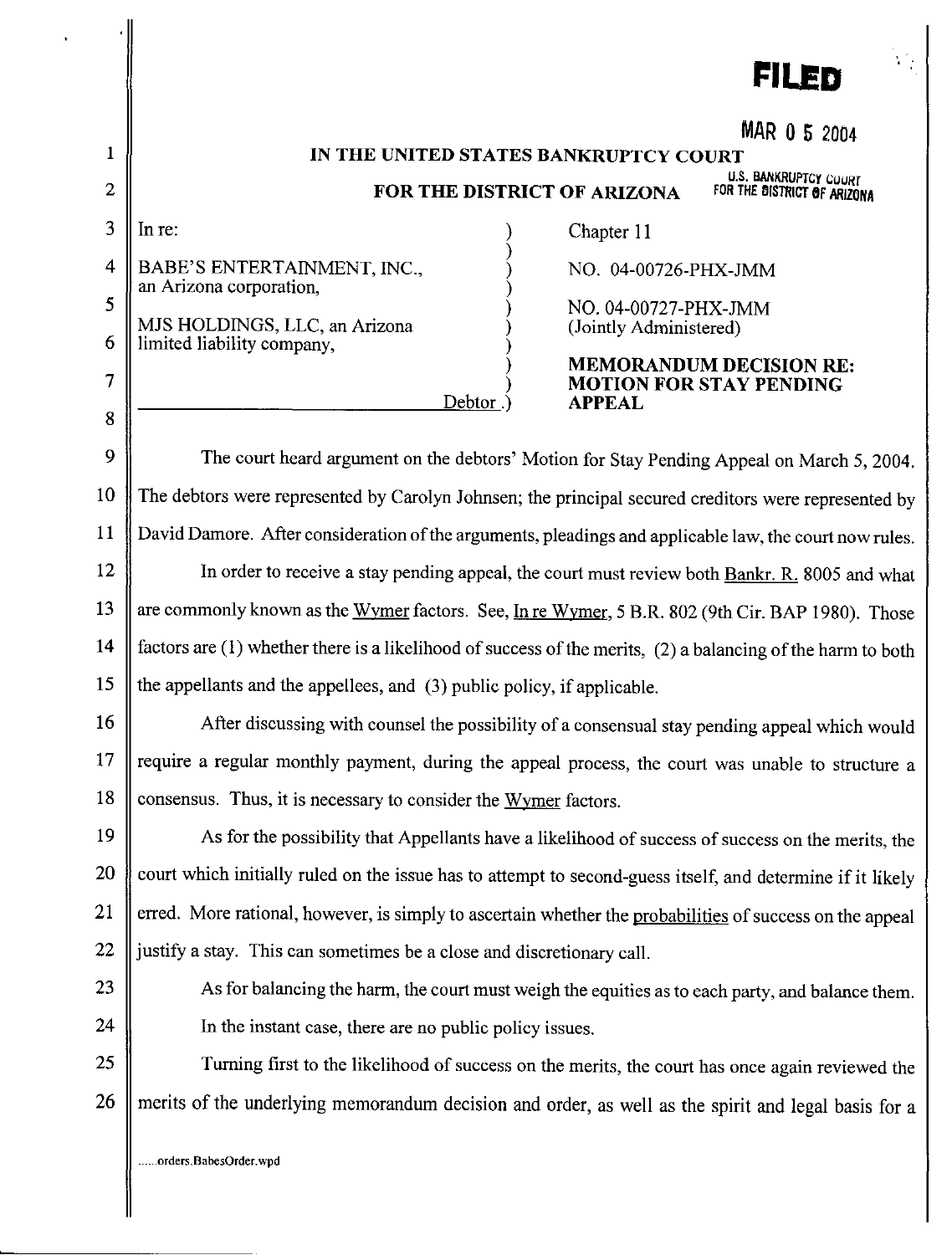FILED

MAR 0 5 2004

U.S. BANKRUPTCY COURT FOR THE DISTRICT OF ARIZONA

# IN THE UNITED STATES BANKRUPTCY COURT

## FOR THE DISTRICT OF ARIZONA

In re:

BABE'S ENTERTAINMENT, INC., an Arizona corporation,

MJS HOLDINGS, LLC, an Arizona limited liability company,

Debtor.

Chapter 11

NO. 04-00726-PHX-JMM

NO. 04-00727-PHX-JMM (Jointly Administered)

**MEMORANDUM DECISION RE: MOTION FOR STAY PENDING APPEAL**

The court heard argument on the debtors' Motion for Stay Pending Appeal on March 5, 2004. The debtors were represented by Carolyn Johnsen; the principal secured creditors were represented by David Damore. After consideration of the arguments, pleadings and applicable law, the court now rules.

In order to receive a stay pending appeal, the court must review both Bankr. R. 8005 and what are commonly known as the Wymer factors. See, In re Wymer, 5 B.R. 802 (9th Cir. BAP 1980). Those factors are (1) whether there is a likelihood of success of the merits, (2) a balancing of the harm to both the appellants and the appellees, and (3) public policy, if applicable.

After discussing with counsel the possibility of a consensual stay pending appeal which would require a regular monthly payment, during the appeal process, the court was unable to structure a consensus. Thus, it is necessary to consider the Wymer factors.

As for the possibility that Appellants have a likelihood of success of success on the merits, the court which initially ruled on the issue has to attempt to second-guess itself, and determine if it likely erred. More rational, however, is simply to ascertain whether the probabilities of success on the appeal justify a stay. This can sometimes be a close and discretionary call.

As for balancing the harm, the court must weigh the equities as to each party, and balance them.

In the instant case, there are no public policy issues.

Turning first to the likelihood of success on the merits, the court has once again reviewed the merits of the underlying memorandum decision and order, as well as the spirit and legal basis for a

......orders.BabesOrder.wpd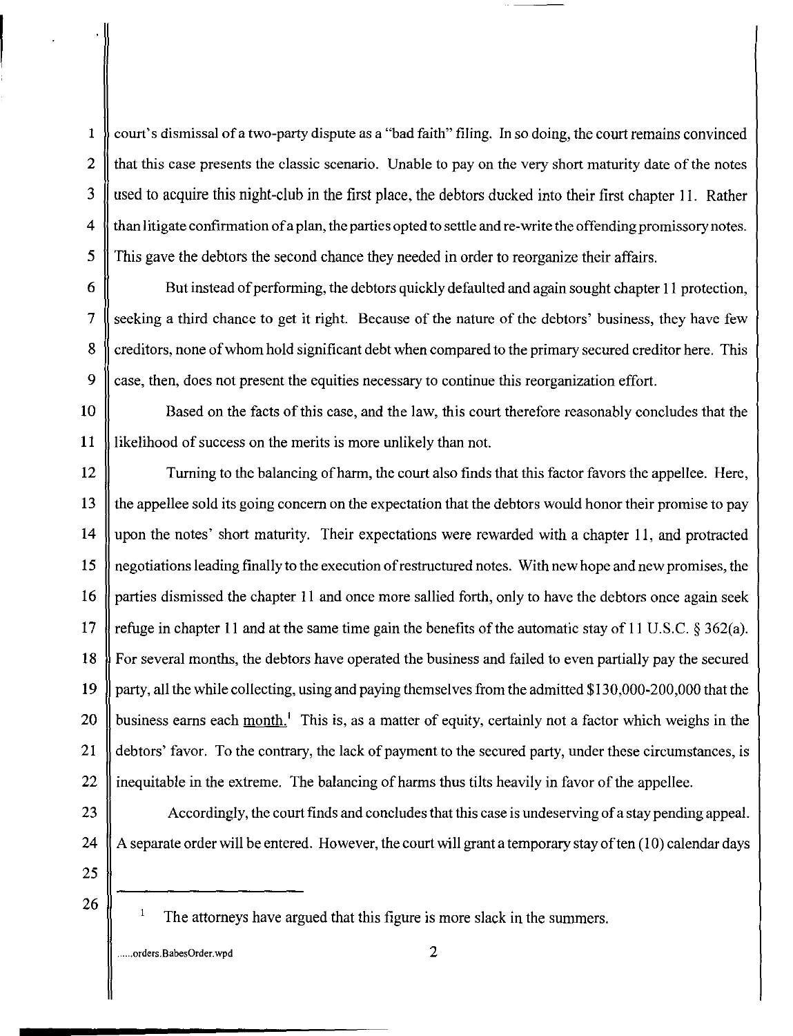court's dismissal of a two-party dispute as a "bad faith" filing. In so doing, the court remains convinced that this case presents the classic scenario. Unable to pay on the very short maturity date of the notes used to acquire this night-club in the first place, the debtors ducked into their first chapter 11. Rather than litigate confirmation of a plan, the parties opted to settle and re-write the offending promissory notes. This gave the debtors the second chance they needed in order to reorganize their affairs.

But instead of performing, the debtors quickly defaulted and again sought chapter 11 protection, seeking a third chance to get it right. Because of the nature of the debtors' business, they have few creditors, none of whom hold significant debt when compared to the primary secured creditor here. This case, then, does not present the equities necessary to continue this reorganization effort.

Based on the facts of this case, and the law, this court therefore reasonably concludes that the likelihood of success on the merits is more unlikely than not.

Turning to the balancing of harm, the court also finds that this factor favors the appellee. Here, the appellee sold its going concern on the expectation that the debtors would honor their promise to pay upon the notes' short maturity. Their expectations were rewarded with a chapter 11, and protracted negotiations leading finally to the execution of restructured notes. With new hope and new promises, the parties dismissed the chapter 11 and once more sallied forth, only to have the debtors once again seek refuge in chapter 11 and at the same time gain the benefits of the automatic stay of 11 U.S.C. § 362(a). For several months, the debtors have operated the business and failed to even partially pay the secured party, all the while collecting, using and paying themselves from the admitted $130,000-200,000 that the business earns each month.[1] This is, as a matter of equity, certainly not a factor which weighs in the debtors' favor. To the contrary, the lack of payment to the secured party, under these circumstances, is inequitable in the extreme. The balancing of harms thus tilts heavily in favor of the appellee.

Accordingly, the court finds and concludes that this case is undeserving of a stay pending appeal. A separate order will be entered. However, the court will grant a temporary stay of ten (10) calendar days

[1] The attorneys have argued that this figure is more slack in the summers.

......orders.BabesOrder.wpd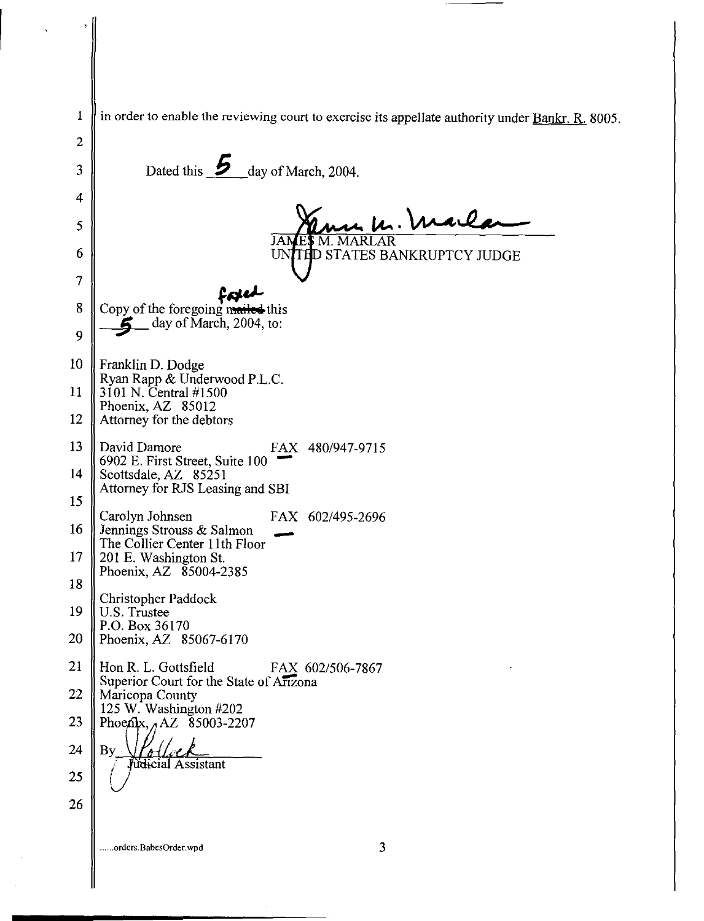in order to enable the reviewing court to exercise its appellate authority under Bankr. R. 8005.

Dated this 5 day of March, 2004.

JAMES M. MARLAR
UNITED STATES BANKRUPTCY JUDGE

Copy of the foregoing ~~mailed~~ faxed this 5 day of March, 2004, to:

Franklin D. Dodge
Ryan Rapp & Underwood P.L.C.
3101 N. Central #1500
Phoenix, AZ 85012
Attorney for the debtors

David Damore FAX 480/947-9715
6902 E. First Street, Suite 100
Scottsdale, AZ 85251
Attorney for RJS Leasing and SBI

Carolyn Johnsen FAX 602/495-2696
Jennings Strouss & Salmon
The Collier Center 11th Floor
201 E. Washington St.
Phoenix, AZ 85004-2385

Christopher Paddock
U.S. Trustee
P.O. Box 36170
Phoenix, AZ 85067-6170

Hon R. L. Gottsfield FAX 602/506-7867
Superior Court for the State of Arizona
Maricopa County
125 W. Washington #202
Phoenix, AZ 85003-2207

By Pollock
Judicial Assistant

......orders.BabesOrder.wpd